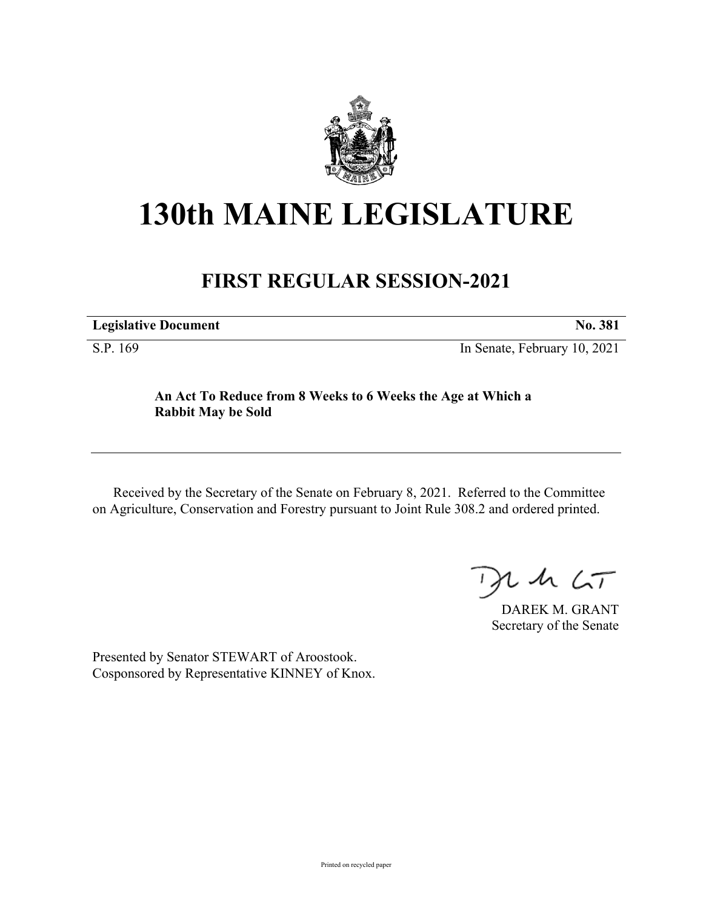# 130th MAINE LEGISLATURE

## FIRST REGULAR SESSION-2021

| **Legislative Document** | **No. 381** |
| --- | --- |
| S.P. 169 | In Senate, February 10, 2021 |

**An Act To Reduce from 8 Weeks to 6 Weeks the Age at Which a Rabbit May be Sold**

Received by the Secretary of the Senate on February 8, 2021. Referred to the Committee on Agriculture, Conservation and Forestry pursuant to Joint Rule 308.2 and ordered printed.

DAREK M. GRANT
Secretary of the Senate

Presented by Senator STEWART of Aroostook.
Cosponsored by Representative KINNEY of Knox.

Printed on recycled paper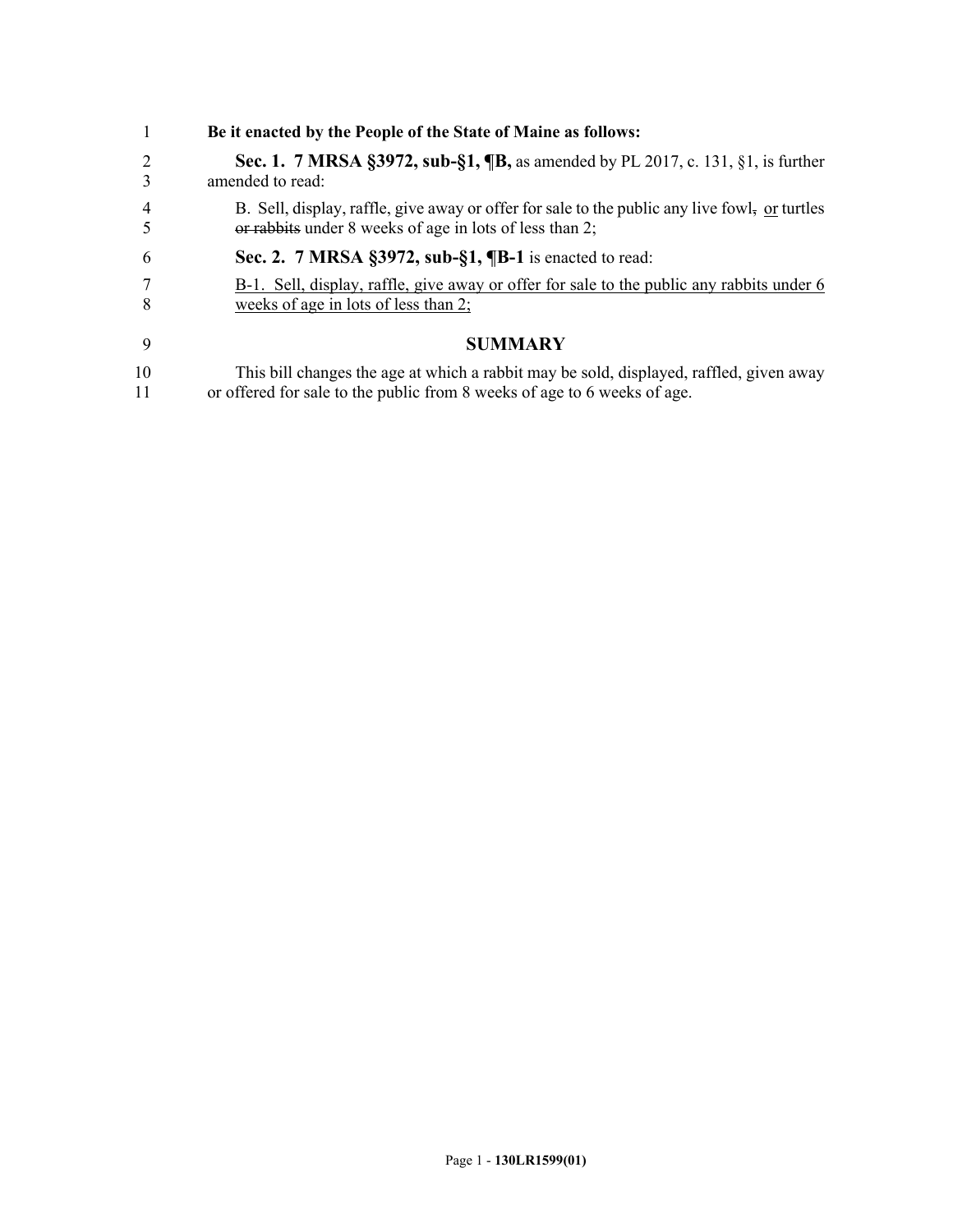**Be it enacted by the People of the State of Maine as follows:**

**Sec. 1. 7 MRSA §3972, sub-§1, ¶B,** as amended by PL 2017, c. 131, §1, is further amended to read:

B. Sell, display, raffle, give away or offer for sale to the public any live fowl~~,~~ or turtles ~~or rabbits~~ under 8 weeks of age in lots of less than 2;

**Sec. 2. 7 MRSA §3972, sub-§1, ¶B-1** is enacted to read:

B-1. Sell, display, raffle, give away or offer for sale to the public any rabbits under 6 weeks of age in lots of less than 2;

## SUMMARY

This bill changes the age at which a rabbit may be sold, displayed, raffled, given away or offered for sale to the public from 8 weeks of age to 6 weeks of age.